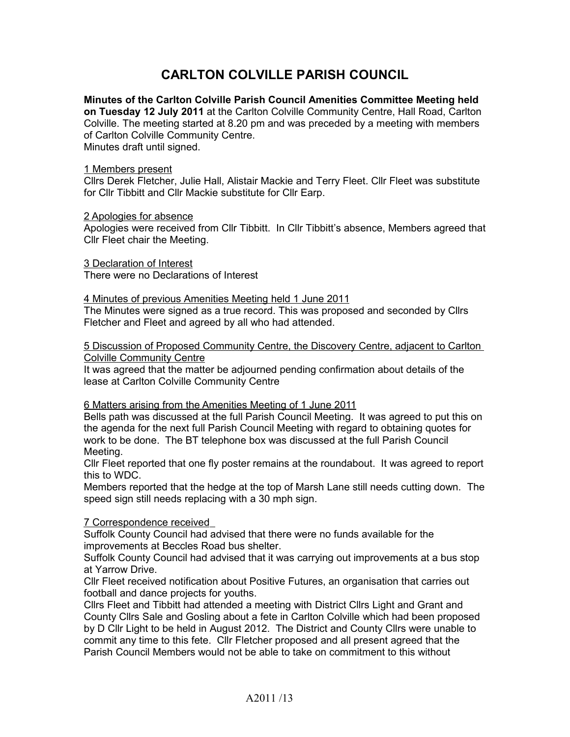# CARLTON COLVILLE PARISH COUNCIL

**Minutes of the Carlton Colville Parish Council Amenities Committee Meeting held on Tuesday 12 July 2011** at the Carlton Colville Community Centre, Hall Road, Carlton Colville. The meeting started at 8.20 pm and was preceded by a meeting with members of Carlton Colville Community Centre.
Minutes draft until signed.

1 Members present

Cllrs Derek Fletcher, Julie Hall, Alistair Mackie and Terry Fleet. Cllr Fleet was substitute for Cllr Tibbitt and Cllr Mackie substitute for Cllr Earp.

2 Apologies for absence

Apologies were received from Cllr Tibbitt. In Cllr Tibbitt's absence, Members agreed that Cllr Fleet chair the Meeting.

3 Declaration of Interest

There were no Declarations of Interest

4 Minutes of previous Amenities Meeting held 1 June 2011

The Minutes were signed as a true record. This was proposed and seconded by Cllrs Fletcher and Fleet and agreed by all who had attended.

5 Discussion of Proposed Community Centre, the Discovery Centre, adjacent to Carlton Colville Community Centre

It was agreed that the matter be adjourned pending confirmation about details of the lease at Carlton Colville Community Centre

6 Matters arising from the Amenities Meeting of 1 June 2011

Bells path was discussed at the full Parish Council Meeting. It was agreed to put this on the agenda for the next full Parish Council Meeting with regard to obtaining quotes for work to be done. The BT telephone box was discussed at the full Parish Council Meeting.

Cllr Fleet reported that one fly poster remains at the roundabout. It was agreed to report this to WDC.

Members reported that the hedge at the top of Marsh Lane still needs cutting down. The speed sign still needs replacing with a 30 mph sign.

7 Correspondence received

Suffolk County Council had advised that there were no funds available for the improvements at Beccles Road bus shelter.

Suffolk County Council had advised that it was carrying out improvements at a bus stop at Yarrow Drive.

Cllr Fleet received notification about Positive Futures, an organisation that carries out football and dance projects for youths.

Cllrs Fleet and Tibbitt had attended a meeting with District Cllrs Light and Grant and County Cllrs Sale and Gosling about a fete in Carlton Colville which had been proposed by D Cllr Light to be held in August 2012. The District and County Cllrs were unable to commit any time to this fete. Cllr Fletcher proposed and all present agreed that the Parish Council Members would not be able to take on commitment to this without

A2011 /13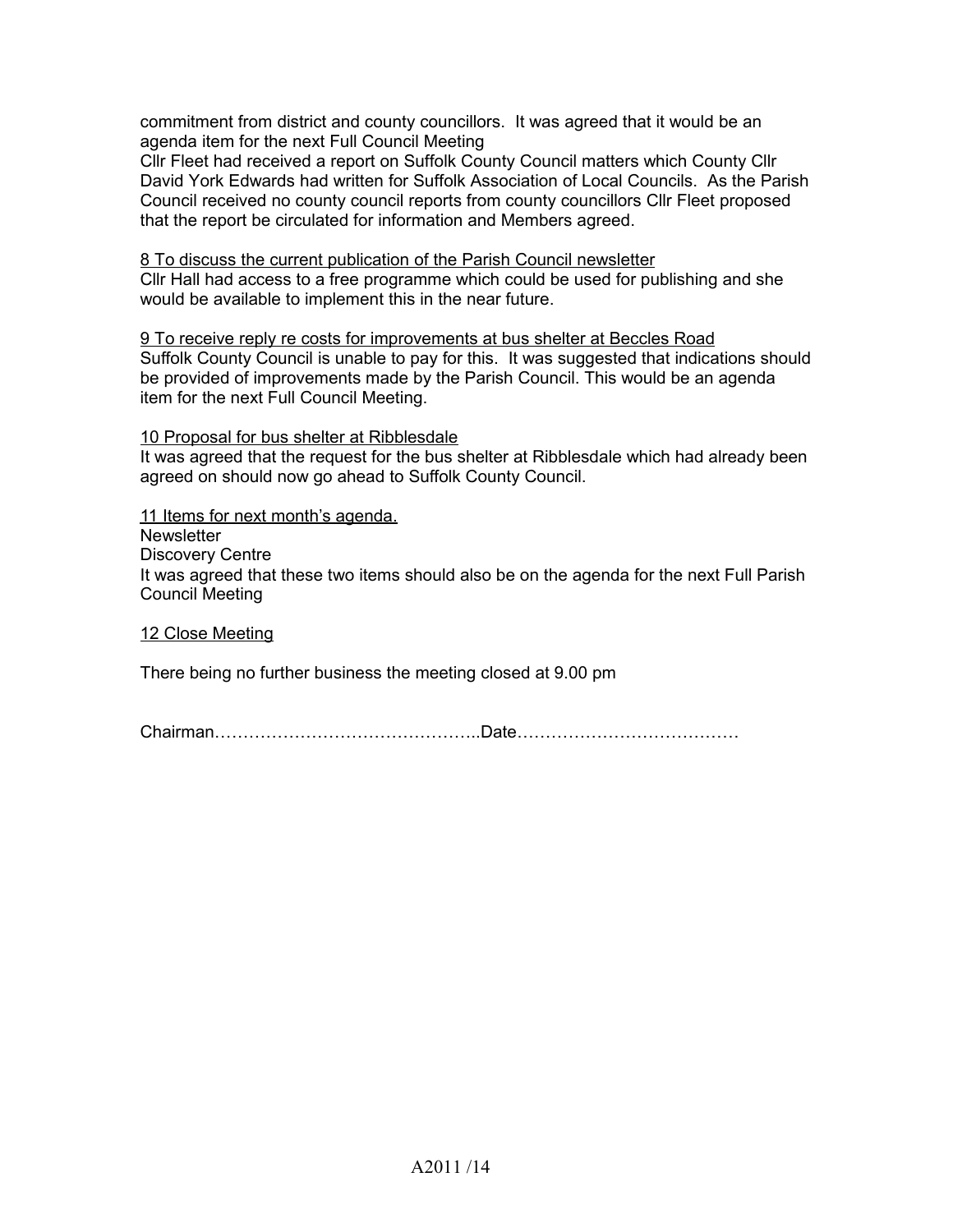commitment from district and county councillors. It was agreed that it would be an agenda item for the next Full Council Meeting

Cllr Fleet had received a report on Suffolk County Council matters which County Cllr David York Edwards had written for Suffolk Association of Local Councils. As the Parish Council received no county council reports from county councillors Cllr Fleet proposed that the report be circulated for information and Members agreed.

<u>8 To discuss the current publication of the Parish Council newsletter</u>

Cllr Hall had access to a free programme which could be used for publishing and she would be available to implement this in the near future.

<u>9 To receive reply re costs for improvements at bus shelter at Beccles Road</u>

Suffolk County Council is unable to pay for this. It was suggested that indications should be provided of improvements made by the Parish Council. This would be an agenda item for the next Full Council Meeting.

<u>10 Proposal for bus shelter at Ribblesdale</u>

It was agreed that the request for the bus shelter at Ribblesdale which had already been agreed on should now go ahead to Suffolk County Council.

<u>11 Items for next month's agenda.</u>

Newsletter

Discovery Centre

It was agreed that these two items should also be on the agenda for the next Full Parish Council Meeting

<u>12 Close Meeting</u>

There being no further business the meeting closed at 9.00 pm

Chairman………………………………………..Date…………………………………

A2011 /14